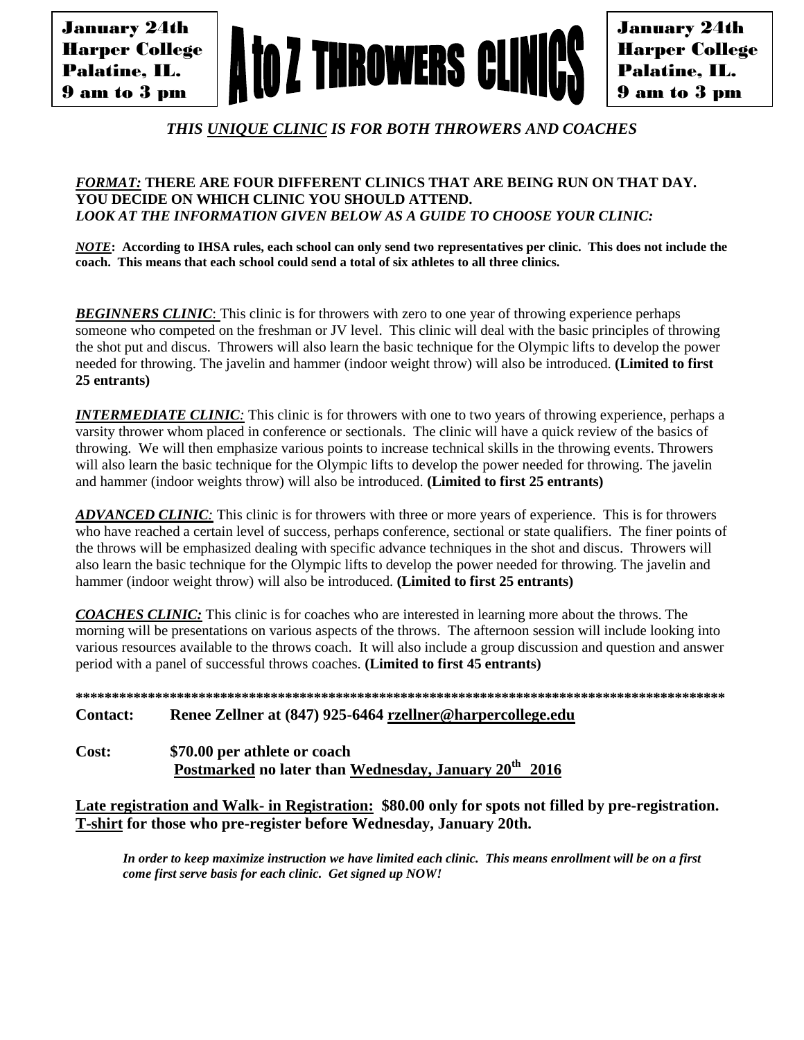January 24th
Harper College
Palatine, IL.
9 am to 3 pm

# A to Z THROWERS CLINICS

January 24th
Harper College
Palatine, IL.
9 am to 3 pm

***THIS UNIQUE CLINIC IS FOR BOTH THROWERS AND COACHES***

***FORMAT:*** **THERE ARE FOUR DIFFERENT CLINICS THAT ARE BEING RUN ON THAT DAY. YOU DECIDE ON WHICH CLINIC YOU SHOULD ATTEND.**
***LOOK AT THE INFORMATION GIVEN BELOW AS A GUIDE TO CHOOSE YOUR CLINIC:***

***NOTE*****: According to IHSA rules, each school can only send two representatives per clinic. This does not include the coach. This means that each school could send a total of six athletes to all three clinics.**

***BEGINNERS CLINIC***: This clinic is for throwers with zero to one year of throwing experience perhaps someone who competed on the freshman or JV level. This clinic will deal with the basic principles of throwing the shot put and discus. Throwers will also learn the basic technique for the Olympic lifts to develop the power needed for throwing. The javelin and hammer (indoor weight throw) will also be introduced. **(Limited to first 25 entrants)**

***INTERMEDIATE CLINIC***: This clinic is for throwers with one to two years of throwing experience, perhaps a varsity thrower whom placed in conference or sectionals. The clinic will have a quick review of the basics of throwing. We will then emphasize various points to increase technical skills in the throwing events. Throwers will also learn the basic technique for the Olympic lifts to develop the power needed for throwing. The javelin and hammer (indoor weights throw) will also be introduced. **(Limited to first 25 entrants)**

***ADVANCED CLINIC***: This clinic is for throwers with three or more years of experience. This is for throwers who have reached a certain level of success, perhaps conference, sectional or state qualifiers. The finer points of the throws will be emphasized dealing with specific advance techniques in the shot and discus. Throwers will also learn the basic technique for the Olympic lifts to develop the power needed for throwing. The javelin and hammer (indoor weight throw) will also be introduced. **(Limited to first 25 entrants)**

***COACHES CLINIC:*** This clinic is for coaches who are interested in learning more about the throws. The morning will be presentations on various aspects of the throws. The afternoon session will include looking into various resources available to the throws coach. It will also include a group discussion and question and answer period with a panel of successful throws coaches. **(Limited to first 45 entrants)**

*******************************************************************************************

**Contact:** **Renee Zellner at (847) 925-6464 rzellner@harpercollege.edu**

**Cost:** **$70.00 per athlete or coach**
**Postmarked no later than Wednesday, January 20th 2016**

**Late registration and Walk- in Registration: $80.00 only for spots not filled by pre-registration.**
**T-shirt for those who pre-register before Wednesday, January 20th.**

***In order to keep maximize instruction we have limited each clinic. This means enrollment will be on a first come first serve basis for each clinic. Get signed up NOW!***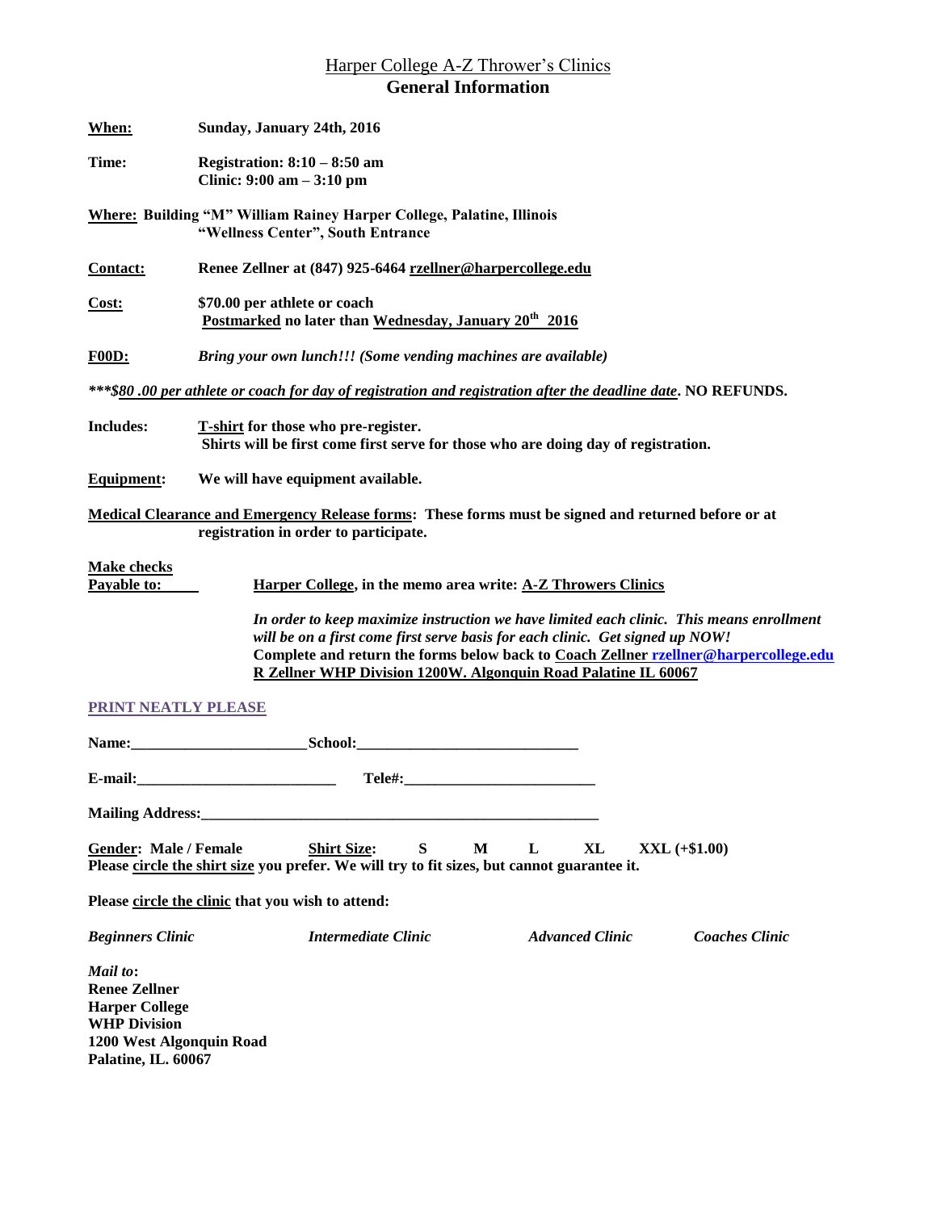# Harper College A-Z Thrower's Clinics
## General Information

**When:** **Sunday, January 24th, 2016**

**Time:** **Registration: 8:10 – 8:50 am**
**Clinic: 9:00 am – 3:10 pm**

**Where:** **Building "M" William Rainey Harper College, Palatine, Illinois**
**"Wellness Center", South Entrance**

**Contact:** **Renee Zellner at (847) 925-6464 rzellner@harpercollege.edu**

**Cost:** **$70.00 per athlete or coach**
**Postmarked no later than Wednesday, January 20th 2016**

**F00D:** ***Bring your own lunch!!! (Some vending machines are available)***

***\*\*\*$80 .00 per athlete or coach for day of registration and registration after the deadline date*. NO REFUNDS.**

**Includes:** **T-shirt for those who pre-register.**
**Shirts will be first come first serve for those who are doing day of registration.**

**Equipment:** **We will have equipment available.**

**Medical Clearance and Emergency Release forms: These forms must be signed and returned before or at registration in order to participate.**

**Make checks Payable to:** **Harper College, in the memo area write: A-Z Throwers Clinics**

***In order to keep maximize instruction we have limited each clinic. This means enrollment will be on a first come first serve basis for each clinic. Get signed up NOW!***
**Complete and return the forms below back to Coach Zellner rzellner@harpercollege.edu R Zellner WHP Division 1200W. Algonquin Road Palatine IL 60067**

**PRINT NEATLY PLEASE**

**Name:_______________________School:_____________________________**

**E-mail:__________________________ Tele#:_________________________**

**Mailing Address:______________________________________________________**

**Gender: Male / Female** **Shirt Size: S M L XL XXL (+$1.00)**
**Please circle the shirt size you prefer. We will try to fit sizes, but cannot guarantee it.**

**Please circle the clinic that you wish to attend:**

***Beginners Clinic*** ***Intermediate Clinic*** ***Advanced Clinic*** ***Coaches Clinic***

***Mail to*:**
**Renee Zellner**
**Harper College**
**WHP Division**
**1200 West Algonquin Road**
**Palatine, IL. 60067**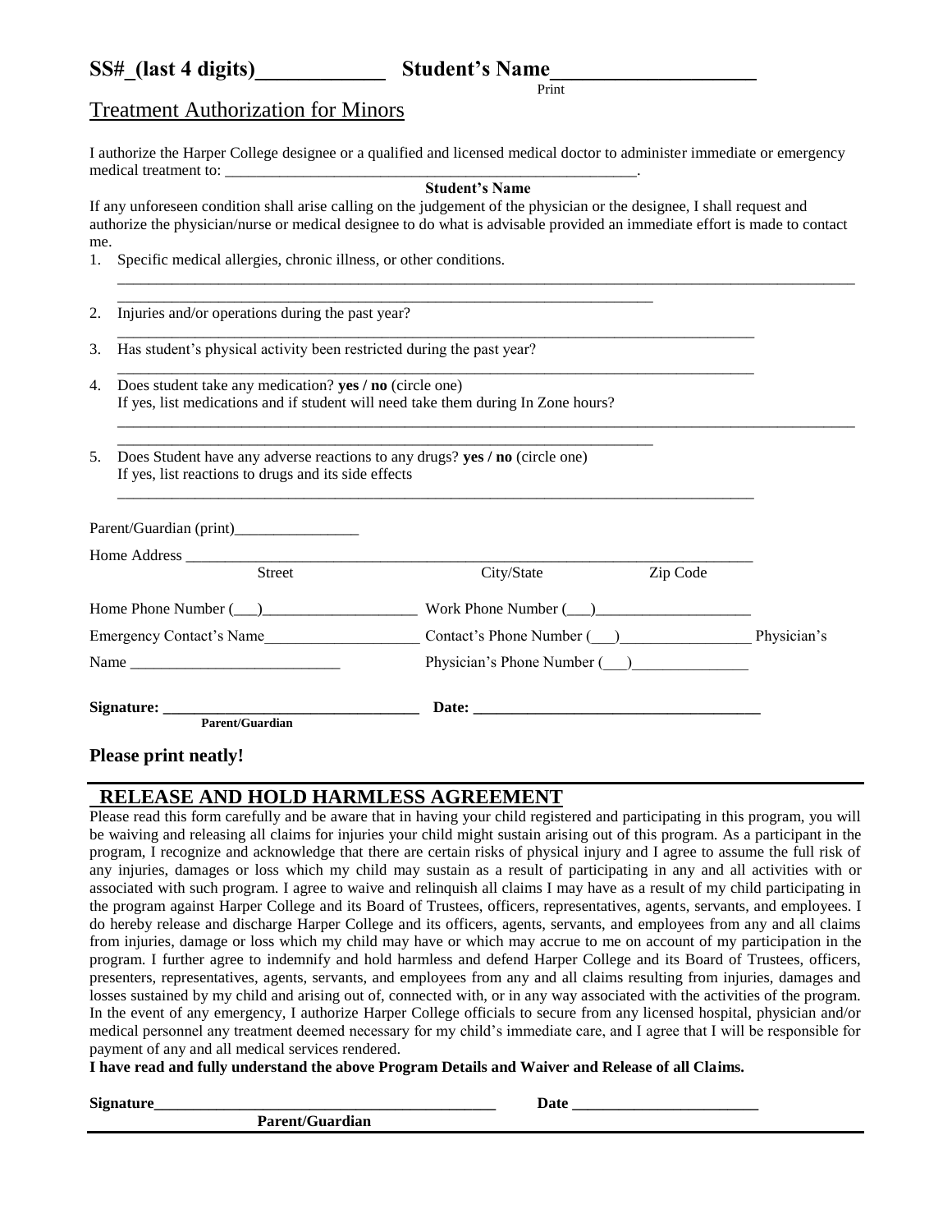**SS#_(last 4 digits)____________ Student's Name__________________**

Print

## Treatment Authorization for Minors

I authorize the Harper College designee or a qualified and licensed medical doctor to administer immediate or emergency medical treatment to: ______________________________________________________.

**Student's Name**

If any unforeseen condition shall arise calling on the judgement of the physician or the designee, I shall request and authorize the physician/nurse or medical designee to do what is advisable provided an immediate effort is made to contact me.

1. Specific medical allergies, chronic illness, or other conditions.

   ____________________________________________________________________________________________________

   ____________________________________________________________________

2. Injuries and/or operations during the past year?

   ________________________________________________________________________________

3. Has student's physical activity been restricted during the past year?

   ________________________________________________________________________________

4. Does student take any medication? **yes / no** (circle one)
   If yes, list medications and if student will need take them during In Zone hours?

   ____________________________________________________________________________________________________

   ____________________________________________________________________

5. Does Student have any adverse reactions to any drugs? **yes / no** (circle one)
   If yes, list reactions to drugs and its side effects

   ________________________________________________________________________________

Parent/Guardian (print)________________

Home Address ___________________________________________________________________________
Street City/State Zip Code

Home Phone Number (___)____________________ Work Phone Number (___)____________________

Emergency Contact's Name____________________ Contact's Phone Number (___)_________________ Physician's

Name ___________________________ Physician's Phone Number (___)_______________

**Signature: _________________________________** **Date: _____________________________________**

**Parent/Guardian**

**Please print neatly!**

---

## RELEASE AND HOLD HARMLESS AGREEMENT

Please read this form carefully and be aware that in having your child registered and participating in this program, you will be waiving and releasing all claims for injuries your child might sustain arising out of this program. As a participant in the program, I recognize and acknowledge that there are certain risks of physical injury and I agree to assume the full risk of any injuries, damages or loss which my child may sustain as a result of participating in any and all activities with or associated with such program. I agree to waive and relinquish all claims I may have as a result of my child participating in the program against Harper College and its Board of Trustees, officers, representatives, agents, servants, and employees. I do hereby release and discharge Harper College and its officers, agents, servants, and employees from any and all claims from injuries, damage or loss which my child may have or which may accrue to me on account of my participation in the program. I further agree to indemnify and hold harmless and defend Harper College and its Board of Trustees, officers, presenters, representatives, agents, servants, and employees from any and all claims resulting from injuries, damages and losses sustained by my child and arising out of, connected with, or in any way associated with the activities of the program. In the event of any emergency, I authorize Harper College officials to secure from any licensed hospital, physician and/or medical personnel any treatment deemed necessary for my child's immediate care, and I agree that I will be responsible for payment of any and all medical services rendered.

**I have read and fully understand the above Program Details and Waiver and Release of all Claims.**

**Signature_____________________________________________** **Date ________________________**

**Parent/Guardian**